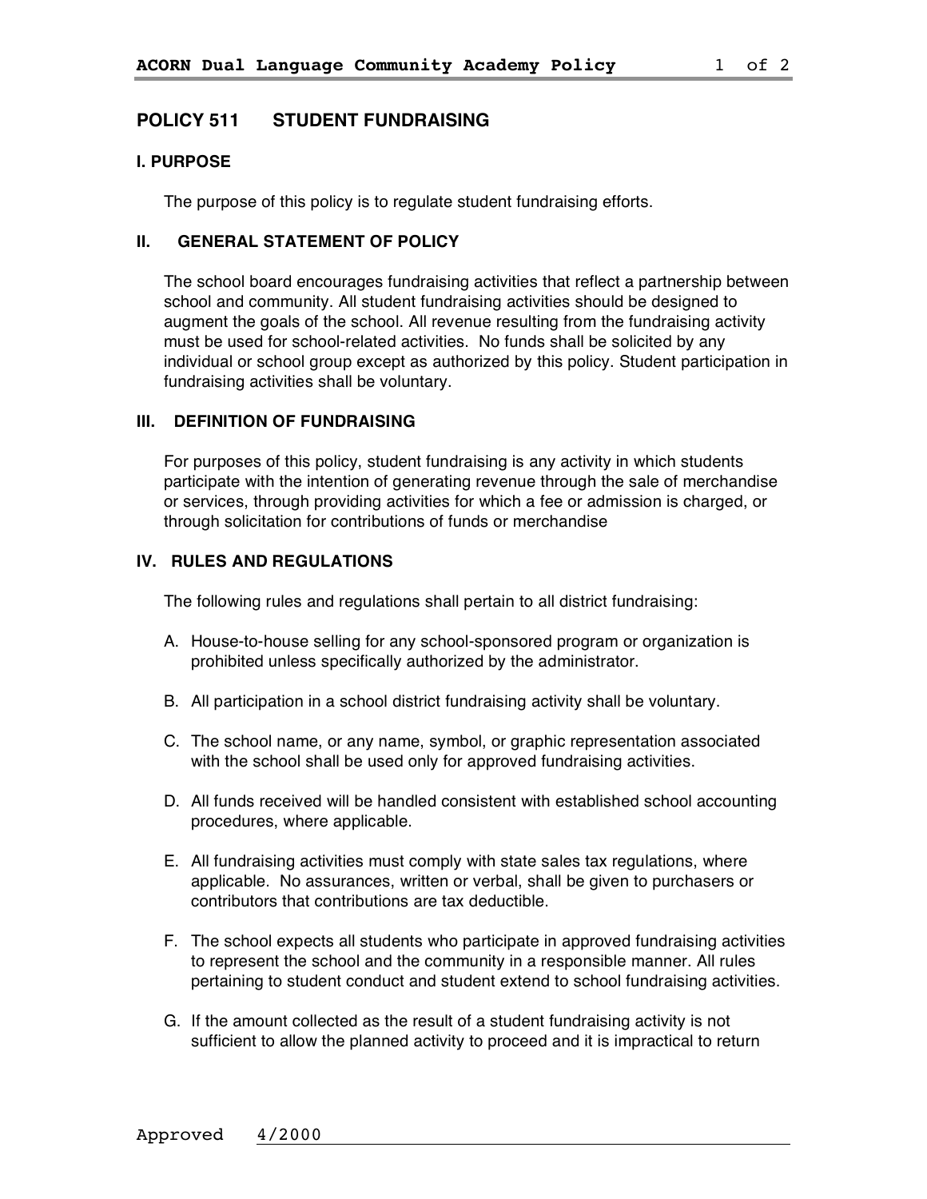# POLICY 511 STUDENT FUNDRAISING

## I. PURPOSE

The purpose of this policy is to regulate student fundraising efforts.

## II. GENERAL STATEMENT OF POLICY

The school board encourages fundraising activities that reflect a partnership between school and community. All student fundraising activities should be designed to augment the goals of the school. All revenue resulting from the fundraising activity must be used for school-related activities. No funds shall be solicited by any individual or school group except as authorized by this policy. Student participation in fundraising activities shall be voluntary.

## III. DEFINITION OF FUNDRAISING

For purposes of this policy, student fundraising is any activity in which students participate with the intention of generating revenue through the sale of merchandise or services, through providing activities for which a fee or admission is charged, or through solicitation for contributions of funds or merchandise

## IV. RULES AND REGULATIONS

The following rules and regulations shall pertain to all district fundraising:

A. House-to-house selling for any school-sponsored program or organization is prohibited unless specifically authorized by the administrator.

B. All participation in a school district fundraising activity shall be voluntary.

C. The school name, or any name, symbol, or graphic representation associated with the school shall be used only for approved fundraising activities.

D. All funds received will be handled consistent with established school accounting procedures, where applicable.

E. All fundraising activities must comply with state sales tax regulations, where applicable. No assurances, written or verbal, shall be given to purchasers or contributors that contributions are tax deductible.

F. The school expects all students who participate in approved fundraising activities to represent the school and the community in a responsible manner. All rules pertaining to student conduct and student extend to school fundraising activities.

G. If the amount collected as the result of a student fundraising activity is not sufficient to allow the planned activity to proceed and it is impractical to return

Approved 4/2000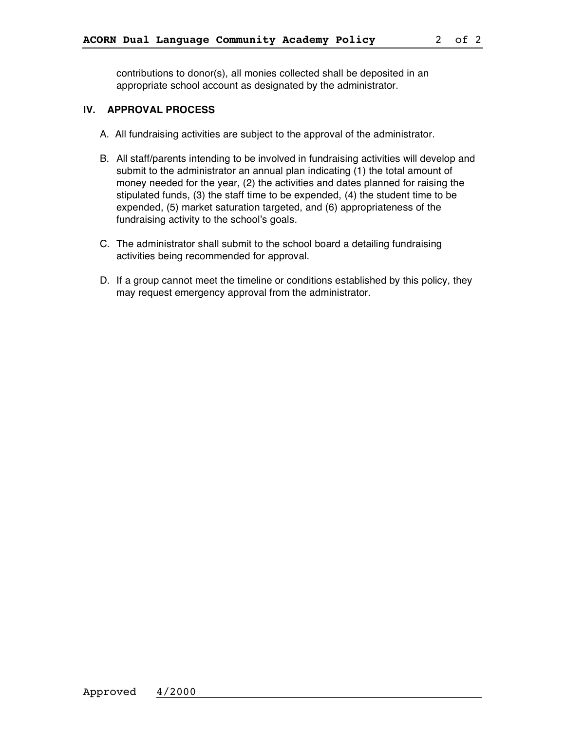contributions to donor(s), all monies collected shall be deposited in an appropriate school account as designated by the administrator.

## IV. APPROVAL PROCESS

A. All fundraising activities are subject to the approval of the administrator.

B. All staff/parents intending to be involved in fundraising activities will develop and submit to the administrator an annual plan indicating (1) the total amount of money needed for the year, (2) the activities and dates planned for raising the stipulated funds, (3) the staff time to be expended, (4) the student time to be expended, (5) market saturation targeted, and (6) appropriateness of the fundraising activity to the school's goals.

C. The administrator shall submit to the school board a detailing fundraising activities being recommended for approval.

D. If a group cannot meet the timeline or conditions established by this policy, they may request emergency approval from the administrator.

Approved 4/2000